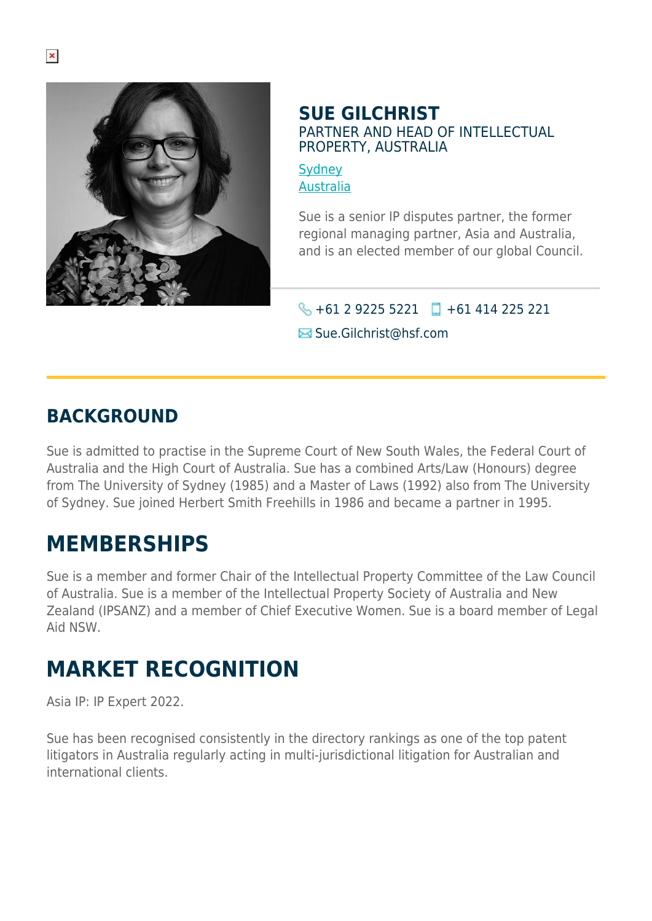# SUE GILCHRIST

PARTNER AND HEAD OF INTELLECTUAL PROPERTY, AUSTRALIA

Sydney
Australia

Sue is a senior IP disputes partner, the former regional managing partner, Asia and Australia, and is an elected member of our global Council.

+61 2 9225 5221 +61 414 225 221

Sue.Gilchrist@hsf.com

## BACKGROUND

Sue is admitted to practise in the Supreme Court of New South Wales, the Federal Court of Australia and the High Court of Australia. Sue has a combined Arts/Law (Honours) degree from The University of Sydney (1985) and a Master of Laws (1992) also from The University of Sydney. Sue joined Herbert Smith Freehills in 1986 and became a partner in 1995.

## MEMBERSHIPS

Sue is a member and former Chair of the Intellectual Property Committee of the Law Council of Australia. Sue is a member of the Intellectual Property Society of Australia and New Zealand (IPSANZ) and a member of Chief Executive Women. Sue is a board member of Legal Aid NSW.

## MARKET RECOGNITION

Asia IP: IP Expert 2022.

Sue has been recognised consistently in the directory rankings as one of the top patent litigators in Australia regularly acting in multi-jurisdictional litigation for Australian and international clients.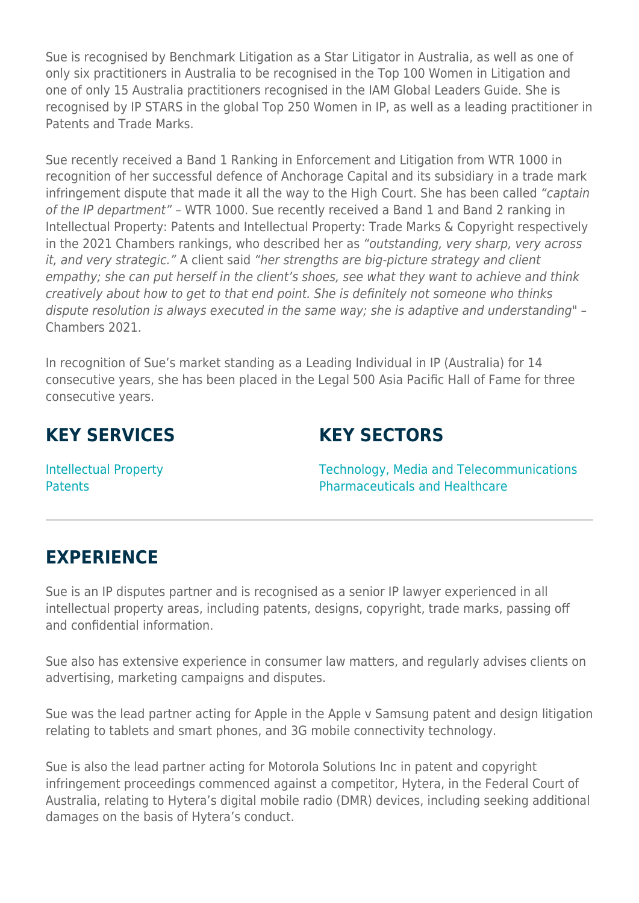Sue is recognised by Benchmark Litigation as a Star Litigator in Australia, as well as one of only six practitioners in Australia to be recognised in the Top 100 Women in Litigation and one of only 15 Australia practitioners recognised in the IAM Global Leaders Guide. She is recognised by IP STARS in the global Top 250 Women in IP, as well as a leading practitioner in Patents and Trade Marks.

Sue recently received a Band 1 Ranking in Enforcement and Litigation from WTR 1000 in recognition of her successful defence of Anchorage Capital and its subsidiary in a trade mark infringement dispute that made it all the way to the High Court. She has been called *"captain of the IP department"* – WTR 1000. Sue recently received a Band 1 and Band 2 ranking in Intellectual Property: Patents and Intellectual Property: Trade Marks & Copyright respectively in the 2021 Chambers rankings, who described her as *"outstanding, very sharp, very across it, and very strategic."* A client said *"her strengths are big-picture strategy and client empathy; she can put herself in the client's shoes, see what they want to achieve and think creatively about how to get to that end point. She is definitely not someone who thinks dispute resolution is always executed in the same way; she is adaptive and understanding*" – Chambers 2021.

In recognition of Sue's market standing as a Leading Individual in IP (Australia) for 14 consecutive years, she has been placed in the Legal 500 Asia Pacific Hall of Fame for three consecutive years.

## KEY SERVICES

Intellectual Property
Patents

## KEY SECTORS

Technology, Media and Telecommunications
Pharmaceuticals and Healthcare

---

## EXPERIENCE

Sue is an IP disputes partner and is recognised as a senior IP lawyer experienced in all intellectual property areas, including patents, designs, copyright, trade marks, passing off and confidential information.

Sue also has extensive experience in consumer law matters, and regularly advises clients on advertising, marketing campaigns and disputes.

Sue was the lead partner acting for Apple in the Apple v Samsung patent and design litigation relating to tablets and smart phones, and 3G mobile connectivity technology.

Sue is also the lead partner acting for Motorola Solutions Inc in patent and copyright infringement proceedings commenced against a competitor, Hytera, in the Federal Court of Australia, relating to Hytera's digital mobile radio (DMR) devices, including seeking additional damages on the basis of Hytera's conduct.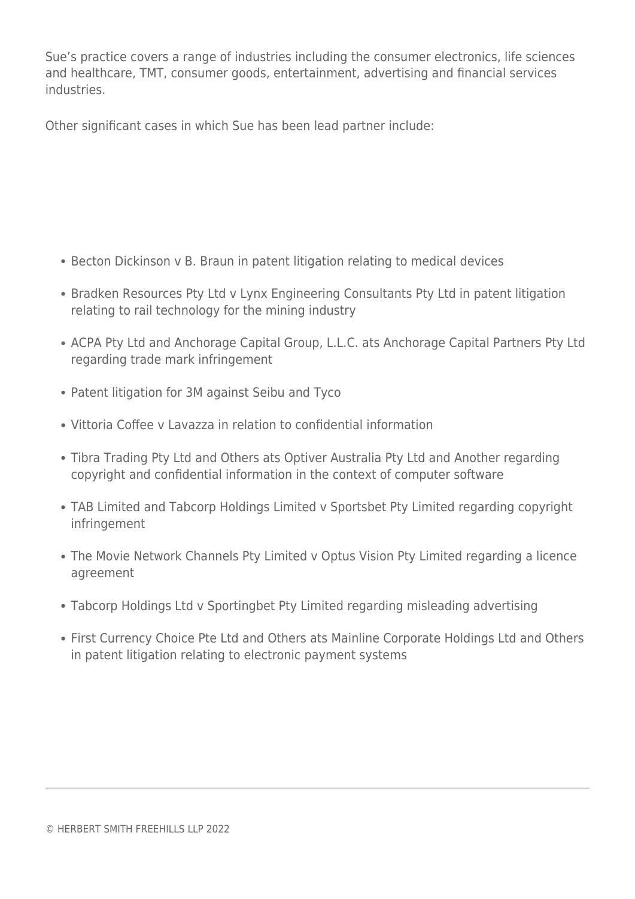Sue's practice covers a range of industries including the consumer electronics, life sciences and healthcare, TMT, consumer goods, entertainment, advertising and financial services industries.

Other significant cases in which Sue has been lead partner include:

- Becton Dickinson v B. Braun in patent litigation relating to medical devices
- Bradken Resources Pty Ltd v Lynx Engineering Consultants Pty Ltd in patent litigation relating to rail technology for the mining industry
- ACPA Pty Ltd and Anchorage Capital Group, L.L.C. ats Anchorage Capital Partners Pty Ltd regarding trade mark infringement
- Patent litigation for 3M against Seibu and Tyco
- Vittoria Coffee v Lavazza in relation to confidential information
- Tibra Trading Pty Ltd and Others ats Optiver Australia Pty Ltd and Another regarding copyright and confidential information in the context of computer software
- TAB Limited and Tabcorp Holdings Limited v Sportsbet Pty Limited regarding copyright infringement
- The Movie Network Channels Pty Limited v Optus Vision Pty Limited regarding a licence agreement
- Tabcorp Holdings Ltd v Sportingbet Pty Limited regarding misleading advertising
- First Currency Choice Pte Ltd and Others ats Mainline Corporate Holdings Ltd and Others in patent litigation relating to electronic payment systems

© HERBERT SMITH FREEHILLS LLP 2022